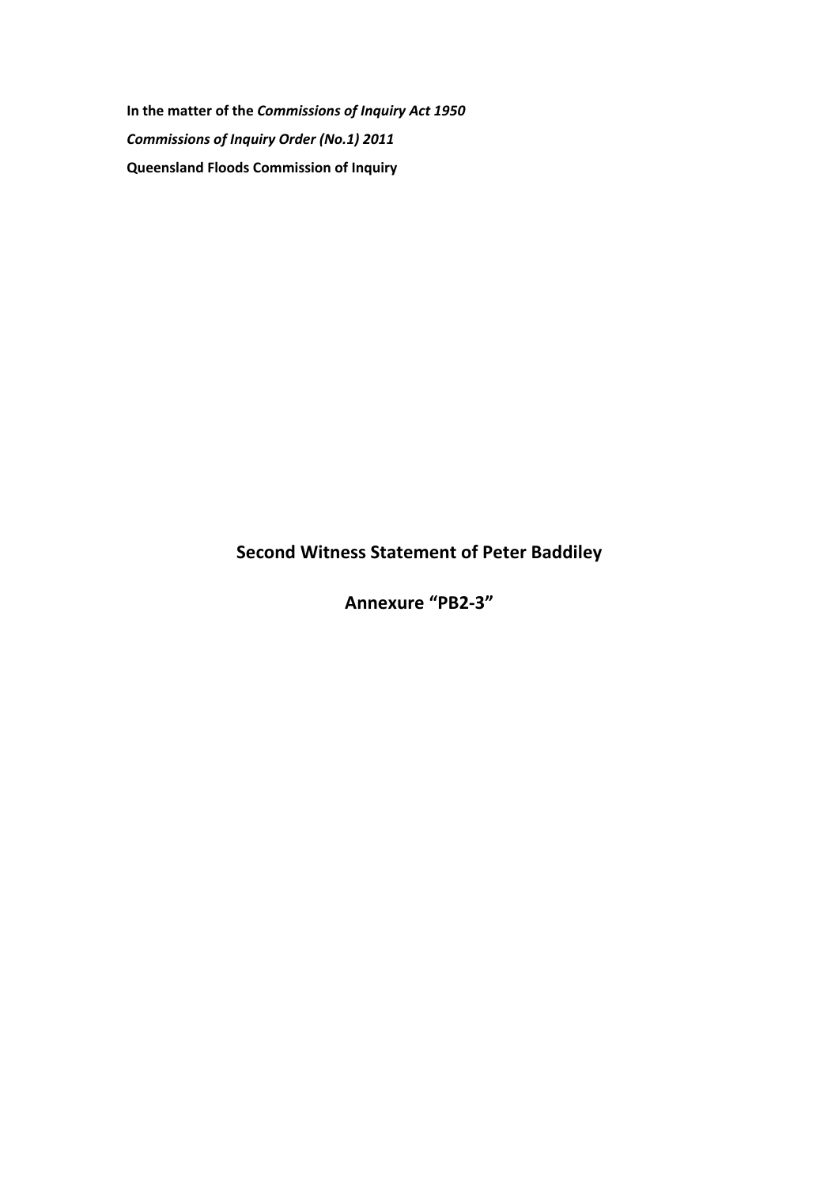**In the matter of the *Commissions of Inquiry Act 1950***

***Commissions of Inquiry Order (No.1) 2011***

**Queensland Floods Commission of Inquiry**

## Second Witness Statement of Peter Baddiley

## Annexure "PB2-3"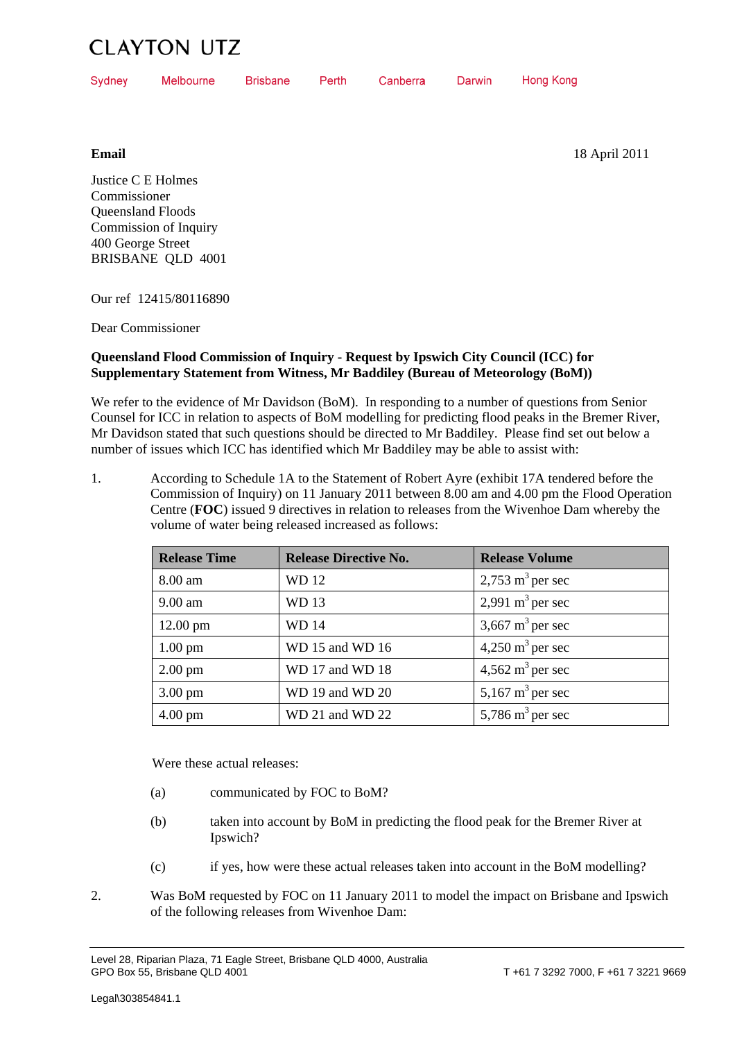# CLAYTON UTZ

Sydney Melbourne Brisbane Perth Canberra Darwin Hong Kong

**Email** 18 April 2011

Justice C E Holmes
Commissioner
Queensland Floods
Commission of Inquiry
400 George Street
BRISBANE QLD 4001

Our ref 12415/80116890

Dear Commissioner

**Queensland Flood Commission of Inquiry - Request by Ipswich City Council (ICC) for Supplementary Statement from Witness, Mr Baddiley (Bureau of Meteorology (BoM))**

We refer to the evidence of Mr Davidson (BoM). In responding to a number of questions from Senior Counsel for ICC in relation to aspects of BoM modelling for predicting flood peaks in the Bremer River, Mr Davidson stated that such questions should be directed to Mr Baddiley. Please find set out below a number of issues which ICC has identified which Mr Baddiley may be able to assist with:

1. According to Schedule 1A to the Statement of Robert Ayre (exhibit 17A tendered before the Commission of Inquiry) on 11 January 2011 between 8.00 am and 4.00 pm the Flood Operation Centre (**FOC**) issued 9 directives in relation to releases from the Wivenhoe Dam whereby the volume of water being released increased as follows:

| Release Time | Release Directive No. | Release Volume |
|---|---|---|
| 8.00 am | WD 12 | 2,753 $m^3$ per sec |
| 9.00 am | WD 13 | 2,991 $m^3$ per sec |
| 12.00 pm | WD 14 | 3,667 $m^3$ per sec |
| 1.00 pm | WD 15 and WD 16 | 4,250 $m^3$ per sec |
| 2.00 pm | WD 17 and WD 18 | 4,562 $m^3$ per sec |
| 3.00 pm | WD 19 and WD 20 | 5,167 $m^3$ per sec |
| 4.00 pm | WD 21 and WD 22 | 5,786 $m^3$ per sec |

Were these actual releases:

(a) communicated by FOC to BoM?

(b) taken into account by BoM in predicting the flood peak for the Bremer River at Ipswich?

(c) if yes, how were these actual releases taken into account in the BoM modelling?

2. Was BoM requested by FOC on 11 January 2011 to model the impact on Brisbane and Ipswich of the following releases from Wivenhoe Dam:

Level 28, Riparian Plaza, 71 Eagle Street, Brisbane QLD 4000, Australia
GPO Box 55, Brisbane QLD 4001 T +61 7 3292 7000, F +61 7 3221 9669

Legal\303854841.1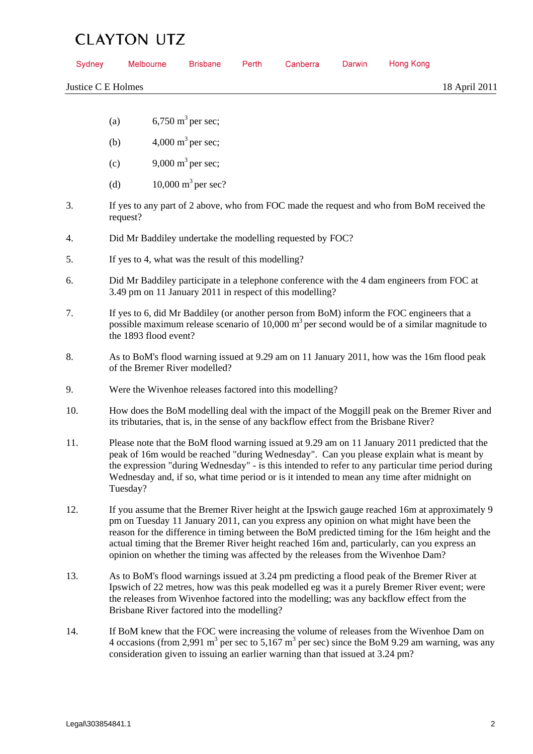(a) 6,750 $m^3$ per sec;

(b) 4,000 $m^3$ per sec;

(c) 9,000 $m^3$ per sec;

(d) 10,000 $m^3$ per sec?

3. If yes to any part of 2 above, who from FOC made the request and who from BoM received the request?

4. Did Mr Baddiley undertake the modelling requested by FOC?

5. If yes to 4, what was the result of this modelling?

6. Did Mr Baddiley participate in a telephone conference with the 4 dam engineers from FOC at 3.49 pm on 11 January 2011 in respect of this modelling?

7. If yes to 6, did Mr Baddiley (or another person from BoM) inform the FOC engineers that a possible maximum release scenario of 10,000 $m^3$ per second would be of a similar magnitude to the 1893 flood event?

8. As to BoM's flood warning issued at 9.29 am on 11 January 2011, how was the 16m flood peak of the Bremer River modelled?

9. Were the Wivenhoe releases factored into this modelling?

10. How does the BoM modelling deal with the impact of the Moggill peak on the Bremer River and its tributaries, that is, in the sense of any backflow effect from the Brisbane River?

11. Please note that the BoM flood warning issued at 9.29 am on 11 January 2011 predicted that the peak of 16m would be reached "during Wednesday". Can you please explain what is meant by the expression "during Wednesday" - is this intended to refer to any particular time period during Wednesday and, if so, what time period or is it intended to mean any time after midnight on Tuesday?

12. If you assume that the Bremer River height at the Ipswich gauge reached 16m at approximately 9 pm on Tuesday 11 January 2011, can you express any opinion on what might have been the reason for the difference in timing between the BoM predicted timing for the 16m height and the actual timing that the Bremer River height reached 16m and, particularly, can you express an opinion on whether the timing was affected by the releases from the Wivenhoe Dam?

13. As to BoM's flood warnings issued at 3.24 pm predicting a flood peak of the Bremer River at Ipswich of 22 metres, how was this peak modelled eg was it a purely Bremer River event; were the releases from Wivenhoe factored into the modelling; was any backflow effect from the Brisbane River factored into the modelling?

14. If BoM knew that the FOC were increasing the volume of releases from the Wivenhoe Dam on 4 occasions (from 2,991 $m^3$ per sec to 5,167 $m^3$ per sec) since the BoM 9.29 am warning, was any consideration given to issuing an earlier warning than that issued at 3.24 pm?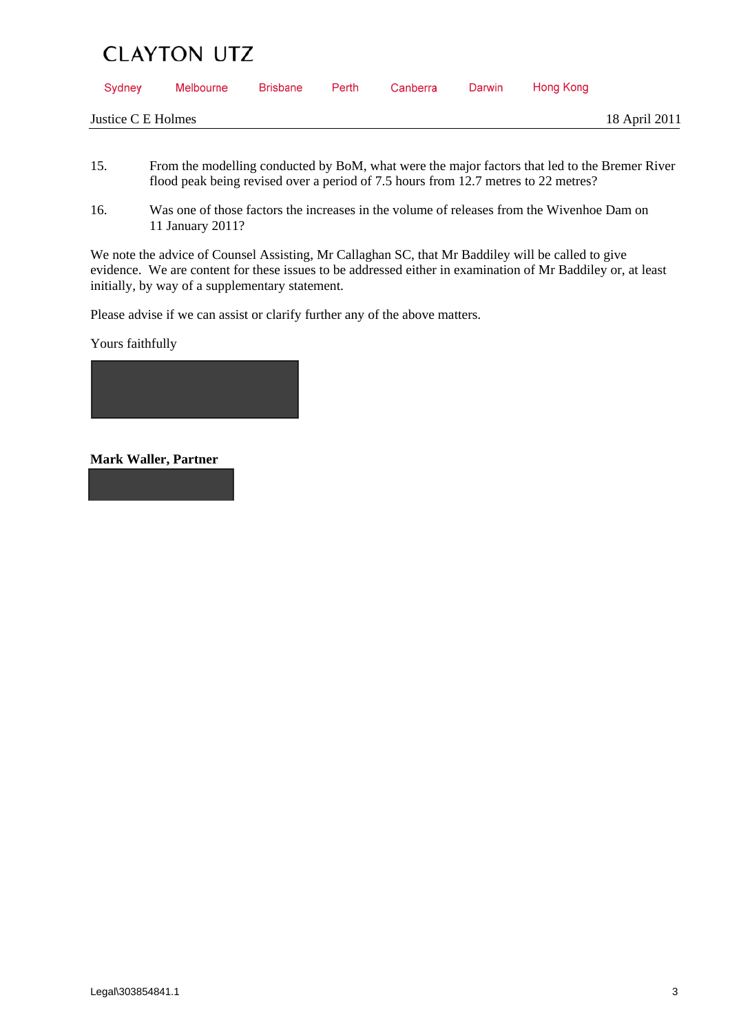15. From the modelling conducted by BoM, what were the major factors that led to the Bremer River flood peak being revised over a period of 7.5 hours from 12.7 metres to 22 metres?

16. Was one of those factors the increases in the volume of releases from the Wivenhoe Dam on 11 January 2011?

We note the advice of Counsel Assisting, Mr Callaghan SC, that Mr Baddiley will be called to give evidence. We are content for these issues to be addressed either in examination of Mr Baddiley or, at least initially, by way of a supplementary statement.

Please advise if we can assist or clarify further any of the above matters.

Yours faithfully

**Mark Waller, Partner**